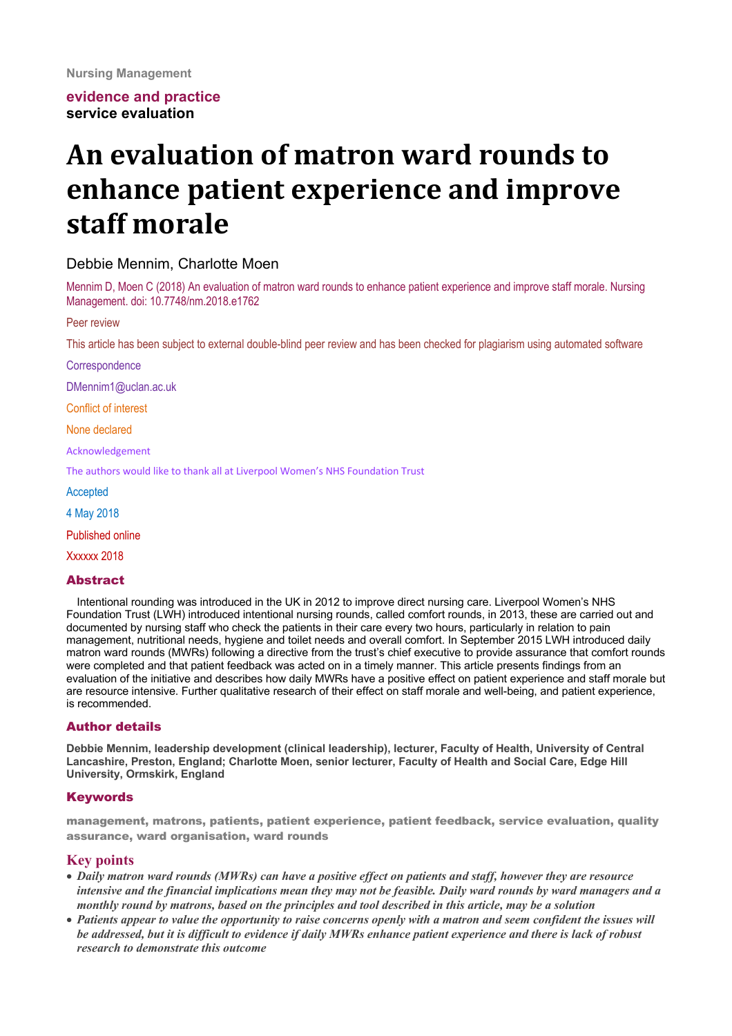Nursing Management

evidence and practice
**service evaluation**

# An evaluation of matron ward rounds to enhance patient experience and improve staff morale

Debbie Mennim, Charlotte Moen

Mennim D, Moen C (2018) An evaluation of matron ward rounds to enhance patient experience and improve staff morale. Nursing Management. doi: 10.7748/nm.2018.e1762

Peer review

This article has been subject to external double-blind peer review and has been checked for plagiarism using automated software

Correspondence

DMennim1@uclan.ac.uk

Conflict of interest

None declared

Acknowledgement

The authors would like to thank all at Liverpool Women's NHS Foundation Trust

Accepted

4 May 2018

Published online

Xxxxxx 2018

## Abstract

Intentional rounding was introduced in the UK in 2012 to improve direct nursing care. Liverpool Women's NHS Foundation Trust (LWH) introduced intentional nursing rounds, called comfort rounds, in 2013, these are carried out and documented by nursing staff who check the patients in their care every two hours, particularly in relation to pain management, nutritional needs, hygiene and toilet needs and overall comfort. In September 2015 LWH introduced daily matron ward rounds (MWRs) following a directive from the trust's chief executive to provide assurance that comfort rounds were completed and that patient feedback was acted on in a timely manner. This article presents findings from an evaluation of the initiative and describes how daily MWRs have a positive effect on patient experience and staff morale but are resource intensive. Further qualitative research of their effect on staff morale and well-being, and patient experience, is recommended.

## Author details

**Debbie Mennim, leadership development (clinical leadership), lecturer, Faculty of Health, University of Central Lancashire, Preston, England; Charlotte Moen, senior lecturer, Faculty of Health and Social Care, Edge Hill University, Ormskirk, England**

## Keywords

**management, matrons, patients, patient experience, patient feedback, service evaluation, quality assurance, ward organisation, ward rounds**

## Key points

- ***Daily matron ward rounds (MWRs) can have a positive effect on patients and staff, however they are resource intensive and the financial implications mean they may not be feasible. Daily ward rounds by ward managers and a monthly round by matrons, based on the principles and tool described in this article, may be a solution***
- ***Patients appear to value the opportunity to raise concerns openly with a matron and seem confident the issues will be addressed, but it is difficult to evidence if daily MWRs enhance patient experience and there is lack of robust research to demonstrate this outcome***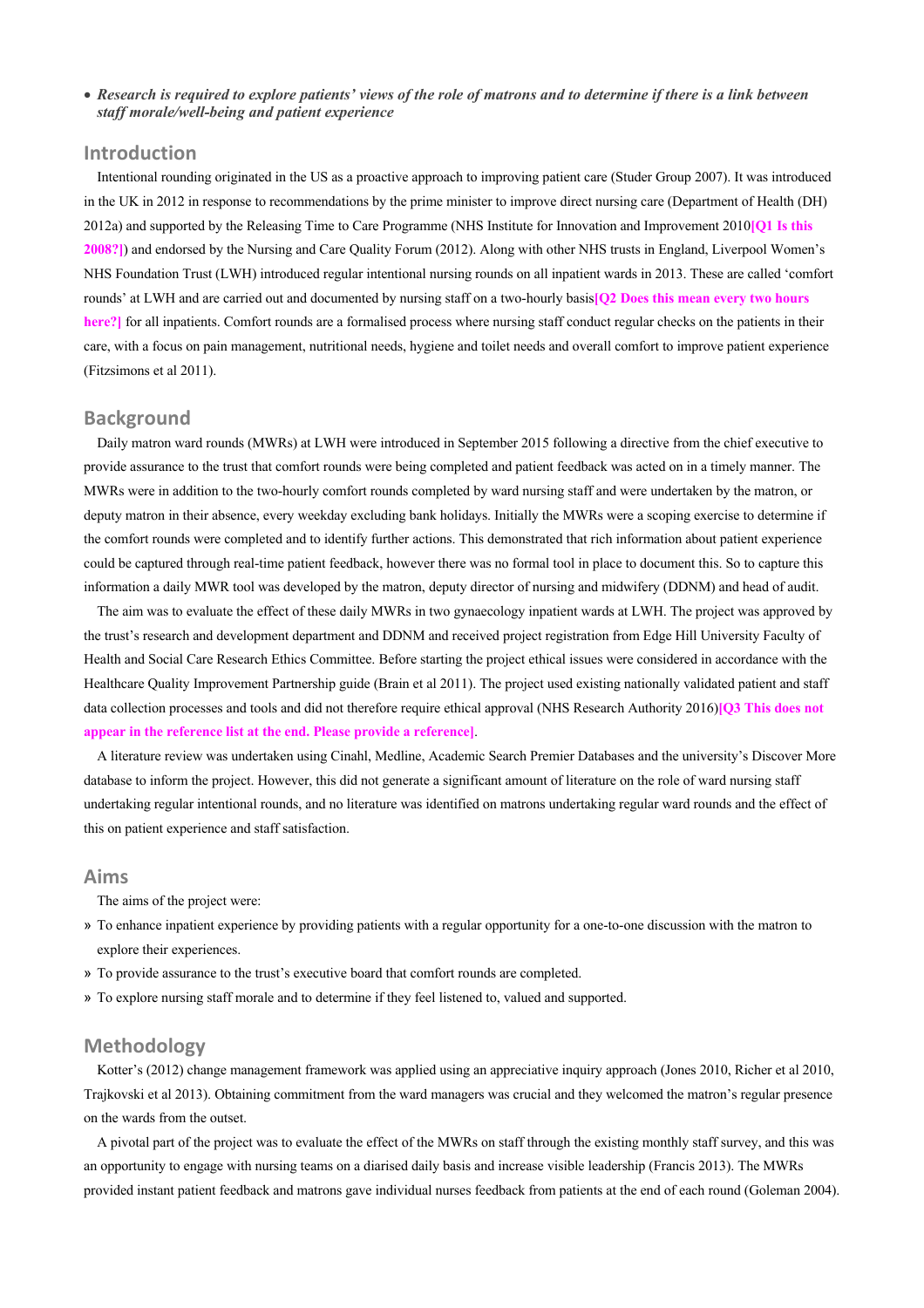- ***Research is required to explore patients' views of the role of matrons and to determine if there is a link between staff morale/well-being and patient experience***

## Introduction

Intentional rounding originated in the US as a proactive approach to improving patient care (Studer Group 2007). It was introduced in the UK in 2012 in response to recommendations by the prime minister to improve direct nursing care (Department of Health (DH) 2012a) and supported by the Releasing Time to Care Programme (NHS Institute for Innovation and Improvement 2010**[Q1 Is this 2008?]**) and endorsed by the Nursing and Care Quality Forum (2012). Along with other NHS trusts in England, Liverpool Women's NHS Foundation Trust (LWH) introduced regular intentional nursing rounds on all inpatient wards in 2013. These are called 'comfort rounds' at LWH and are carried out and documented by nursing staff on a two-hourly basis**[Q2 Does this mean every two hours here?]** for all inpatients. Comfort rounds are a formalised process where nursing staff conduct regular checks on the patients in their care, with a focus on pain management, nutritional needs, hygiene and toilet needs and overall comfort to improve patient experience (Fitzsimons et al 2011).

## Background

Daily matron ward rounds (MWRs) at LWH were introduced in September 2015 following a directive from the chief executive to provide assurance to the trust that comfort rounds were being completed and patient feedback was acted on in a timely manner. The MWRs were in addition to the two-hourly comfort rounds completed by ward nursing staff and were undertaken by the matron, or deputy matron in their absence, every weekday excluding bank holidays. Initially the MWRs were a scoping exercise to determine if the comfort rounds were completed and to identify further actions. This demonstrated that rich information about patient experience could be captured through real-time patient feedback, however there was no formal tool in place to document this. So to capture this information a daily MWR tool was developed by the matron, deputy director of nursing and midwifery (DDNM) and head of audit.

The aim was to evaluate the effect of these daily MWRs in two gynaecology inpatient wards at LWH. The project was approved by the trust's research and development department and DDNM and received project registration from Edge Hill University Faculty of Health and Social Care Research Ethics Committee. Before starting the project ethical issues were considered in accordance with the Healthcare Quality Improvement Partnership guide (Brain et al 2011). The project used existing nationally validated patient and staff data collection processes and tools and did not therefore require ethical approval (NHS Research Authority 2016)**[Q3 This does not appear in the reference list at the end. Please provide a reference]**.

A literature review was undertaken using Cinahl, Medline, Academic Search Premier Databases and the university's Discover More database to inform the project. However, this did not generate a significant amount of literature on the role of ward nursing staff undertaking regular intentional rounds, and no literature was identified on matrons undertaking regular ward rounds and the effect of this on patient experience and staff satisfaction.

## Aims

The aims of the project were:

- To enhance inpatient experience by providing patients with a regular opportunity for a one-to-one discussion with the matron to explore their experiences.
- To provide assurance to the trust's executive board that comfort rounds are completed.
- To explore nursing staff morale and to determine if they feel listened to, valued and supported.

## Methodology

Kotter's (2012) change management framework was applied using an appreciative inquiry approach (Jones 2010, Richer et al 2010, Trajkovski et al 2013). Obtaining commitment from the ward managers was crucial and they welcomed the matron's regular presence on the wards from the outset.

A pivotal part of the project was to evaluate the effect of the MWRs on staff through the existing monthly staff survey, and this was an opportunity to engage with nursing teams on a diarised daily basis and increase visible leadership (Francis 2013). The MWRs provided instant patient feedback and matrons gave individual nurses feedback from patients at the end of each round (Goleman 2004).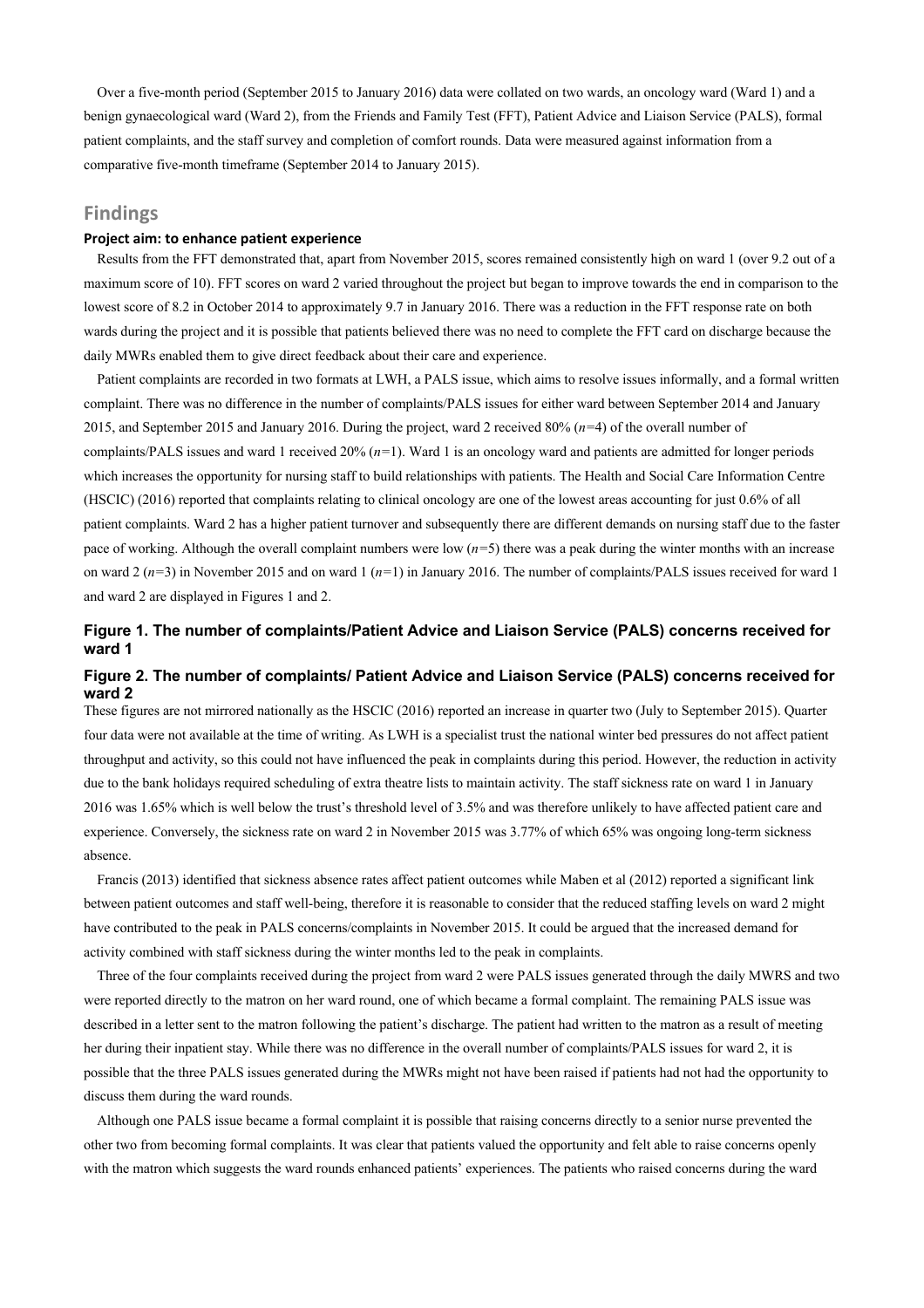Over a five-month period (September 2015 to January 2016) data were collated on two wards, an oncology ward (Ward 1) and a benign gynaecological ward (Ward 2), from the Friends and Family Test (FFT), Patient Advice and Liaison Service (PALS), formal patient complaints, and the staff survey and completion of comfort rounds. Data were measured against information from a comparative five-month timeframe (September 2014 to January 2015).

## Findings

### Project aim: to enhance patient experience

Results from the FFT demonstrated that, apart from November 2015, scores remained consistently high on ward 1 (over 9.2 out of a maximum score of 10). FFT scores on ward 2 varied throughout the project but began to improve towards the end in comparison to the lowest score of 8.2 in October 2014 to approximately 9.7 in January 2016. There was a reduction in the FFT response rate on both wards during the project and it is possible that patients believed there was no need to complete the FFT card on discharge because the daily MWRs enabled them to give direct feedback about their care and experience.

Patient complaints are recorded in two formats at LWH, a PALS issue, which aims to resolve issues informally, and a formal written complaint. There was no difference in the number of complaints/PALS issues for either ward between September 2014 and January 2015, and September 2015 and January 2016. During the project, ward 2 received 80% (*n*=4) of the overall number of complaints/PALS issues and ward 1 received 20% (*n*=1). Ward 1 is an oncology ward and patients are admitted for longer periods which increases the opportunity for nursing staff to build relationships with patients. The Health and Social Care Information Centre (HSCIC) (2016) reported that complaints relating to clinical oncology are one of the lowest areas accounting for just 0.6% of all patient complaints. Ward 2 has a higher patient turnover and subsequently there are different demands on nursing staff due to the faster pace of working. Although the overall complaint numbers were low (*n*=5) there was a peak during the winter months with an increase on ward 2 (*n*=3) in November 2015 and on ward 1 (*n*=1) in January 2016. The number of complaints/PALS issues received for ward 1 and ward 2 are displayed in Figures 1 and 2.

**Figure 1. The number of complaints/Patient Advice and Liaison Service (PALS) concerns received for ward 1**

**Figure 2. The number of complaints/ Patient Advice and Liaison Service (PALS) concerns received for ward 2**

These figures are not mirrored nationally as the HSCIC (2016) reported an increase in quarter two (July to September 2015). Quarter four data were not available at the time of writing. As LWH is a specialist trust the national winter bed pressures do not affect patient throughput and activity, so this could not have influenced the peak in complaints during this period. However, the reduction in activity due to the bank holidays required scheduling of extra theatre lists to maintain activity. The staff sickness rate on ward 1 in January 2016 was 1.65% which is well below the trust's threshold level of 3.5% and was therefore unlikely to have affected patient care and experience. Conversely, the sickness rate on ward 2 in November 2015 was 3.77% of which 65% was ongoing long-term sickness absence.

Francis (2013) identified that sickness absence rates affect patient outcomes while Maben et al (2012) reported a significant link between patient outcomes and staff well-being, therefore it is reasonable to consider that the reduced staffing levels on ward 2 might have contributed to the peak in PALS concerns/complaints in November 2015. It could be argued that the increased demand for activity combined with staff sickness during the winter months led to the peak in complaints.

Three of the four complaints received during the project from ward 2 were PALS issues generated through the daily MWRS and two were reported directly to the matron on her ward round, one of which became a formal complaint. The remaining PALS issue was described in a letter sent to the matron following the patient's discharge. The patient had written to the matron as a result of meeting her during their inpatient stay. While there was no difference in the overall number of complaints/PALS issues for ward 2, it is possible that the three PALS issues generated during the MWRs might not have been raised if patients had not had the opportunity to discuss them during the ward rounds.

Although one PALS issue became a formal complaint it is possible that raising concerns directly to a senior nurse prevented the other two from becoming formal complaints. It was clear that patients valued the opportunity and felt able to raise concerns openly with the matron which suggests the ward rounds enhanced patients' experiences. The patients who raised concerns during the ward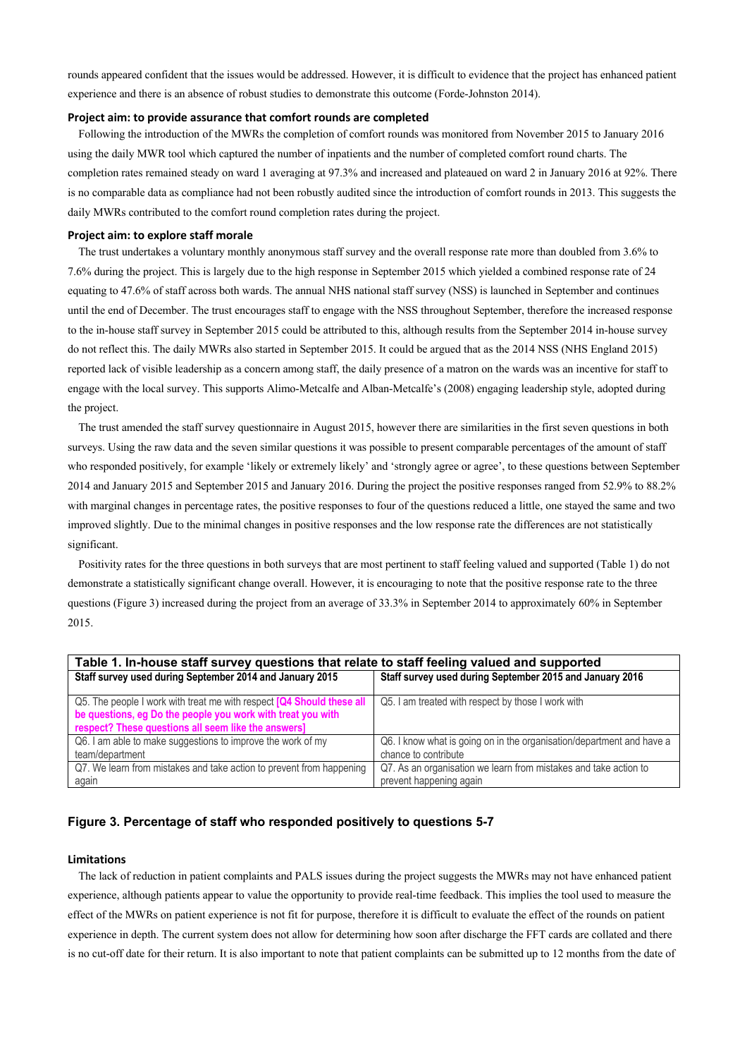rounds appeared confident that the issues would be addressed. However, it is difficult to evidence that the project has enhanced patient experience and there is an absence of robust studies to demonstrate this outcome (Forde-Johnston 2014).

**Project aim: to provide assurance that comfort rounds are completed**

Following the introduction of the MWRs the completion of comfort rounds was monitored from November 2015 to January 2016 using the daily MWR tool which captured the number of inpatients and the number of completed comfort round charts. The completion rates remained steady on ward 1 averaging at 97.3% and increased and plateaued on ward 2 in January 2016 at 92%. There is no comparable data as compliance had not been robustly audited since the introduction of comfort rounds in 2013. This suggests the daily MWRs contributed to the comfort round completion rates during the project.

**Project aim: to explore staff morale**

The trust undertakes a voluntary monthly anonymous staff survey and the overall response rate more than doubled from 3.6% to 7.6% during the project. This is largely due to the high response in September 2015 which yielded a combined response rate of 24 equating to 47.6% of staff across both wards. The annual NHS national staff survey (NSS) is launched in September and continues until the end of December. The trust encourages staff to engage with the NSS throughout September, therefore the increased response to the in-house staff survey in September 2015 could be attributed to this, although results from the September 2014 in-house survey do not reflect this. The daily MWRs also started in September 2015. It could be argued that as the 2014 NSS (NHS England 2015) reported lack of visible leadership as a concern among staff, the daily presence of a matron on the wards was an incentive for staff to engage with the local survey. This supports Alimo-Metcalfe and Alban-Metcalfe's (2008) engaging leadership style, adopted during the project.

The trust amended the staff survey questionnaire in August 2015, however there are similarities in the first seven questions in both surveys. Using the raw data and the seven similar questions it was possible to present comparable percentages of the amount of staff who responded positively, for example 'likely or extremely likely' and 'strongly agree or agree', to these questions between September 2014 and January 2015 and September 2015 and January 2016. During the project the positive responses ranged from 52.9% to 88.2% with marginal changes in percentage rates, the positive responses to four of the questions reduced a little, one stayed the same and two improved slightly. Due to the minimal changes in positive responses and the low response rate the differences are not statistically significant.

Positivity rates for the three questions in both surveys that are most pertinent to staff feeling valued and supported (Table 1) do not demonstrate a statistically significant change overall. However, it is encouraging to note that the positive response rate to the three questions (Figure 3) increased during the project from an average of 33.3% in September 2014 to approximately 60% in September 2015.

**Table 1. In-house staff survey questions that relate to staff feeling valued and supported**

| Staff survey used during September 2014 and January 2015 | Staff survey used during September 2015 and January 2016 |
|---|---|
| Q5. The people I work with treat me with respect **[Q4 Should these all be questions, eg Do the people you work with treat you with respect? These questions all seem like the answers]** | Q5. I am treated with respect by those I work with |
| Q6. I am able to make suggestions to improve the work of my team/department | Q6. I know what is going on in the organisation/department and have a chance to contribute |
| Q7. We learn from mistakes and take action to prevent from happening again | Q7. As an organisation we learn from mistakes and take action to prevent happening again |

**Figure 3. Percentage of staff who responded positively to questions 5-7**

**Limitations**

The lack of reduction in patient complaints and PALS issues during the project suggests the MWRs may not have enhanced patient experience, although patients appear to value the opportunity to provide real-time feedback. This implies the tool used to measure the effect of the MWRs on patient experience is not fit for purpose, therefore it is difficult to evaluate the effect of the rounds on patient experience in depth. The current system does not allow for determining how soon after discharge the FFT cards are collated and there is no cut-off date for their return. It is also important to note that patient complaints can be submitted up to 12 months from the date of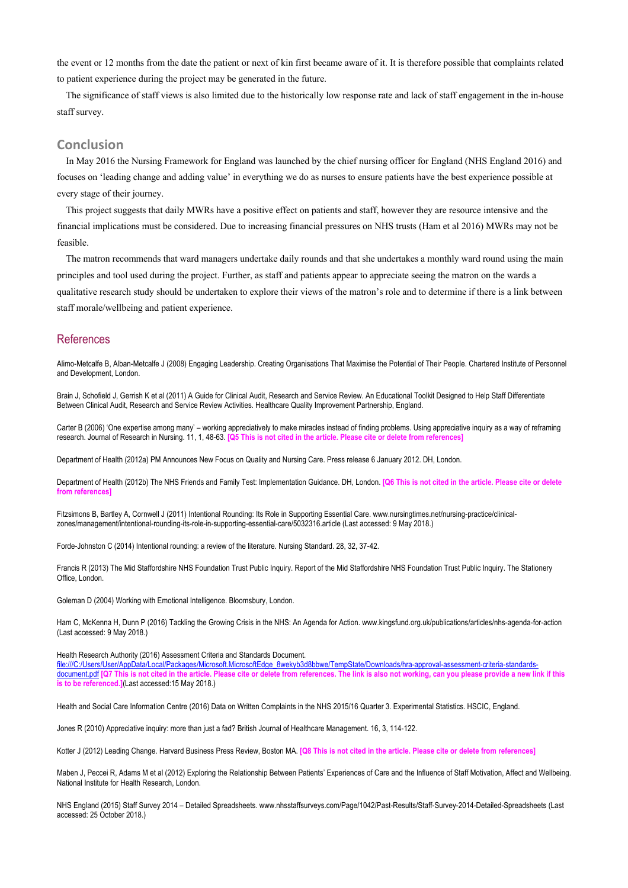the event or 12 months from the date the patient or next of kin first became aware of it. It is therefore possible that complaints related to patient experience during the project may be generated in the future.

The significance of staff views is also limited due to the historically low response rate and lack of staff engagement in the in-house staff survey.

## Conclusion

In May 2016 the Nursing Framework for England was launched by the chief nursing officer for England (NHS England 2016) and focuses on 'leading change and adding value' in everything we do as nurses to ensure patients have the best experience possible at every stage of their journey.

This project suggests that daily MWRs have a positive effect on patients and staff, however they are resource intensive and the financial implications must be considered. Due to increasing financial pressures on NHS trusts (Ham et al 2016) MWRs may not be feasible.

The matron recommends that ward managers undertake daily rounds and that she undertakes a monthly ward round using the main principles and tool used during the project. Further, as staff and patients appear to appreciate seeing the matron on the wards a qualitative research study should be undertaken to explore their views of the matron's role and to determine if there is a link between staff morale/wellbeing and patient experience.

## References

Alimo-Metcalfe B, Alban-Metcalfe J (2008) Engaging Leadership. Creating Organisations That Maximise the Potential of Their People. Chartered Institute of Personnel and Development, London.

Brain J, Schofield J, Gerrish K et al (2011) A Guide for Clinical Audit, Research and Service Review. An Educational Toolkit Designed to Help Staff Differentiate Between Clinical Audit, Research and Service Review Activities. Healthcare Quality Improvement Partnership, England.

Carter B (2006) 'One expertise among many' – working appreciatively to make miracles instead of finding problems. Using appreciative inquiry as a way of reframing research. Journal of Research in Nursing. 11, 1, 48-63. **[Q5 This is not cited in the article. Please cite or delete from references]**

Department of Health (2012a) PM Announces New Focus on Quality and Nursing Care. Press release 6 January 2012. DH, London.

Department of Health (2012b) The NHS Friends and Family Test: Implementation Guidance. DH, London. **[Q6 This is not cited in the article. Please cite or delete from references]**

Fitzsimons B, Bartley A, Cornwell J (2011) Intentional Rounding: Its Role in Supporting Essential Care. www.nursingtimes.net/nursing-practice/clinical-zones/management/intentional-rounding-its-role-in-supporting-essential-care/5032316.article (Last accessed: 9 May 2018.)

Forde-Johnston C (2014) Intentional rounding: a review of the literature. Nursing Standard. 28, 32, 37-42.

Francis R (2013) The Mid Staffordshire NHS Foundation Trust Public Inquiry. Report of the Mid Staffordshire NHS Foundation Trust Public Inquiry. The Stationery Office, London.

Goleman D (2004) Working with Emotional Intelligence. Bloomsbury, London.

Ham C, McKenna H, Dunn P (2016) Tackling the Growing Crisis in the NHS: An Agenda for Action. www.kingsfund.org.uk/publications/articles/nhs-agenda-for-action (Last accessed: 9 May 2018.)

Health Research Authority (2016) Assessment Criteria and Standards Document. file:///C:/Users/User/AppData/Local/Packages/Microsoft.MicrosoftEdge_8wekyb3d8bbwe/TempState/Downloads/hra-approval-assessment-criteria-standards-document.pdf **[Q7 This is not cited in the article. Please cite or delete from references. The link is also not working, can you please provide a new link if this is to be referenced.]**(Last accessed:15 May 2018.)

Health and Social Care Information Centre (2016) Data on Written Complaints in the NHS 2015/16 Quarter 3. Experimental Statistics. HSCIC, England.

Jones R (2010) Appreciative inquiry: more than just a fad? British Journal of Healthcare Management. 16, 3, 114-122.

Kotter J (2012) Leading Change. Harvard Business Press Review, Boston MA. **[Q8 This is not cited in the article. Please cite or delete from references]**

Maben J, Peccei R, Adams M et al (2012) Exploring the Relationship Between Patients' Experiences of Care and the Influence of Staff Motivation, Affect and Wellbeing. National Institute for Health Research, London.

NHS England (2015) Staff Survey 2014 – Detailed Spreadsheets. www.nhsstaffsurveys.com/Page/1042/Past-Results/Staff-Survey-2014-Detailed-Spreadsheets (Last accessed: 25 October 2018.)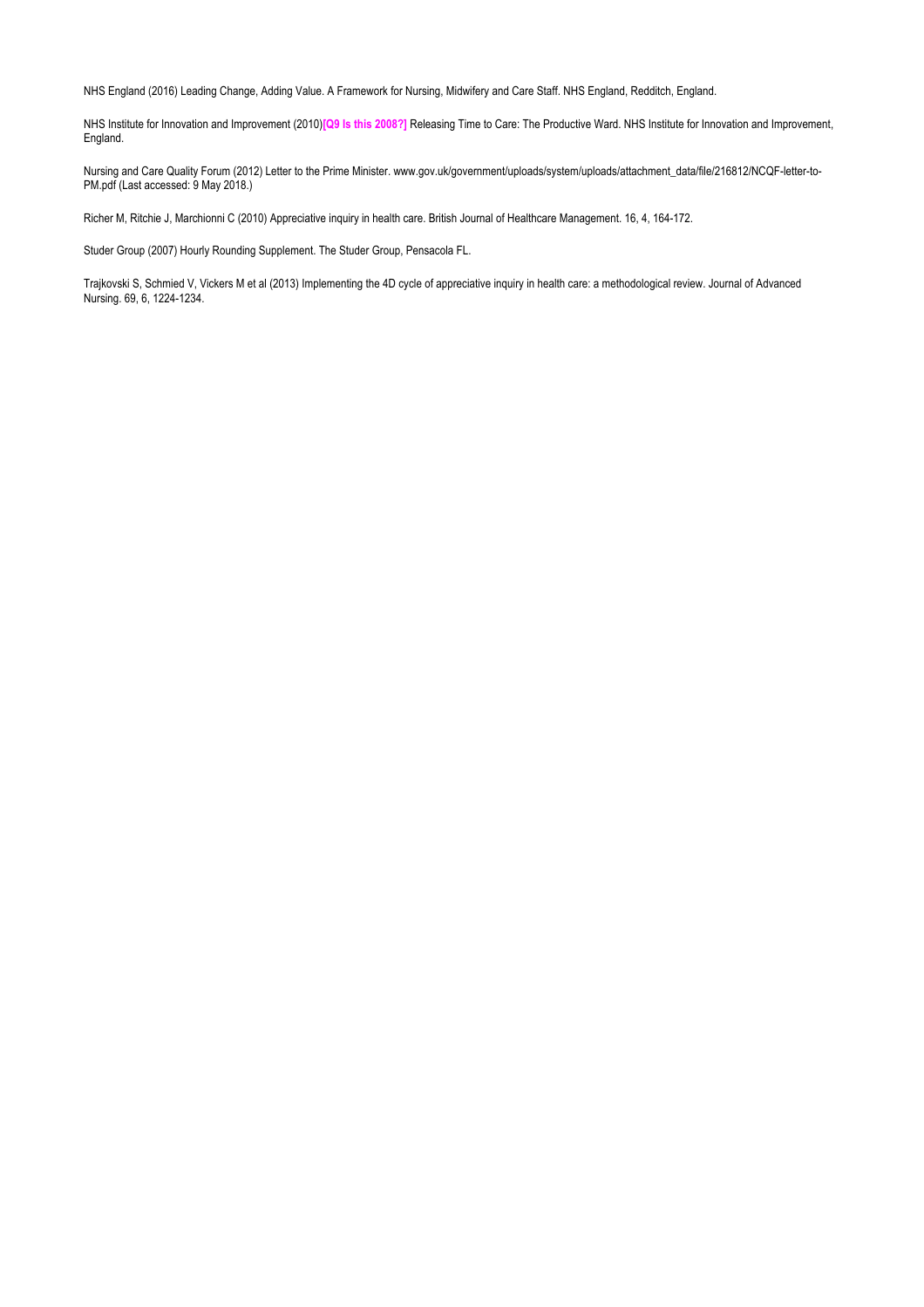NHS England (2016) Leading Change, Adding Value. A Framework for Nursing, Midwifery and Care Staff. NHS England, Redditch, England.

NHS Institute for Innovation and Improvement (2010)**[Q9 Is this 2008?]** Releasing Time to Care: The Productive Ward. NHS Institute for Innovation and Improvement, England.

Nursing and Care Quality Forum (2012) Letter to the Prime Minister. www.gov.uk/government/uploads/system/uploads/attachment_data/file/216812/NCQF-letter-to-PM.pdf (Last accessed: 9 May 2018.)

Richer M, Ritchie J, Marchionni C (2010) Appreciative inquiry in health care. British Journal of Healthcare Management. 16, 4, 164-172.

Studer Group (2007) Hourly Rounding Supplement. The Studer Group, Pensacola FL.

Trajkovski S, Schmied V, Vickers M et al (2013) Implementing the 4D cycle of appreciative inquiry in health care: a methodological review. Journal of Advanced Nursing. 69, 6, 1224-1234.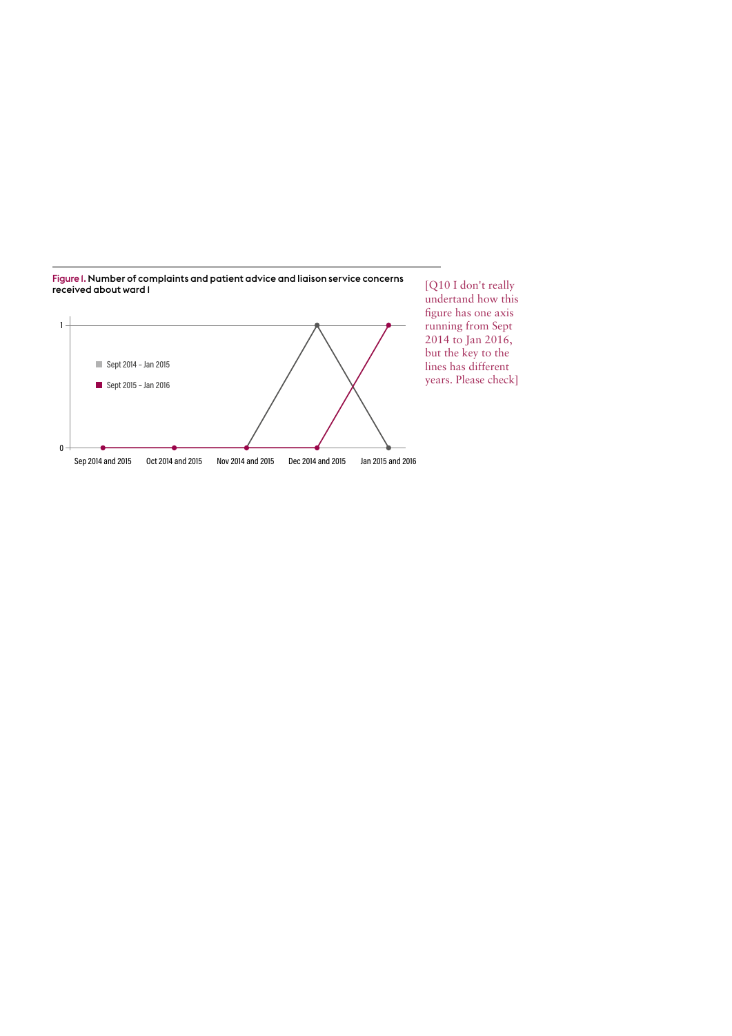**Figure I.** Number of complaints and patient advice and liaison service concerns received about ward I

[Q10 I don't really undertand how this figure has one axis running from Sept 2014 to Jan 2016, but the key to the lines has different years. Please check]

| | Sep 2014 and 2015 | Oct 2014 and 2015 | Nov 2014 and 2015 | Dec 2014 and 2015 | Jan 2015 and 2016 |
|---|---|---|---|---|---|
| Sept 2014 – Jan 2015 | 0 | 0 | 0 | 1 | 0 |
| Sept 2015 – Jan 2016 | 0 | 0 | 0 | 0 | 1 |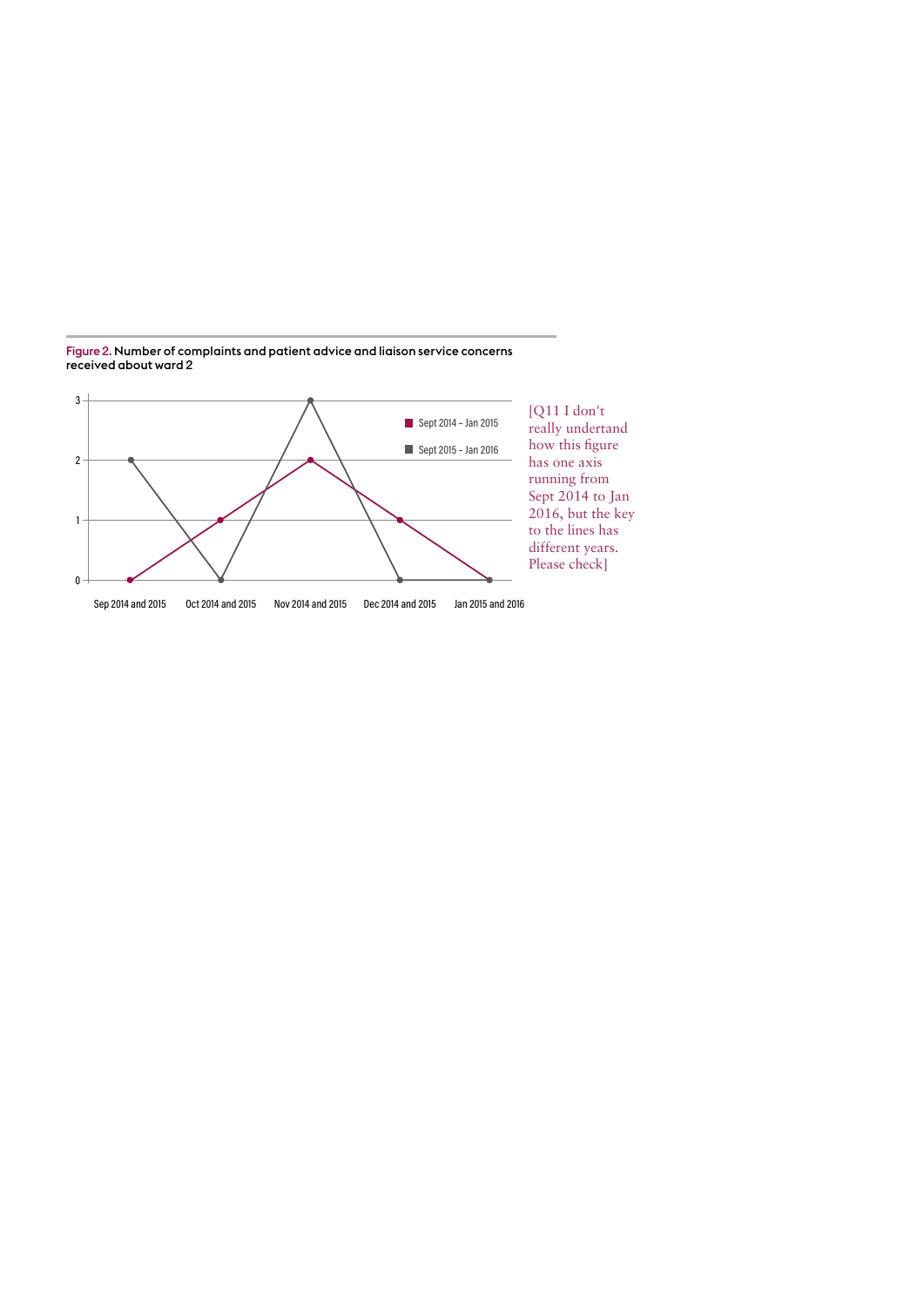**Figure 2.** Number of complaints and patient advice and liaison service concerns received about ward 2

| | Sep 2014 and 2015 | Oct 2014 and 2015 | Nov 2014 and 2015 | Dec 2014 and 2015 | Jan 2015 and 2016 |
|---|---|---|---|---|---|
| Sept 2014 – Jan 2015 | 0 | 1 | 2 | 1 | 0 |
| Sept 2015 – Jan 2016 | 2 | 0 | 3 | 0 | 0 |

[Q11 I don't really undertand how this figure has one axis running from Sept 2014 to Jan 2016, but the key to the lines has different years. Please check]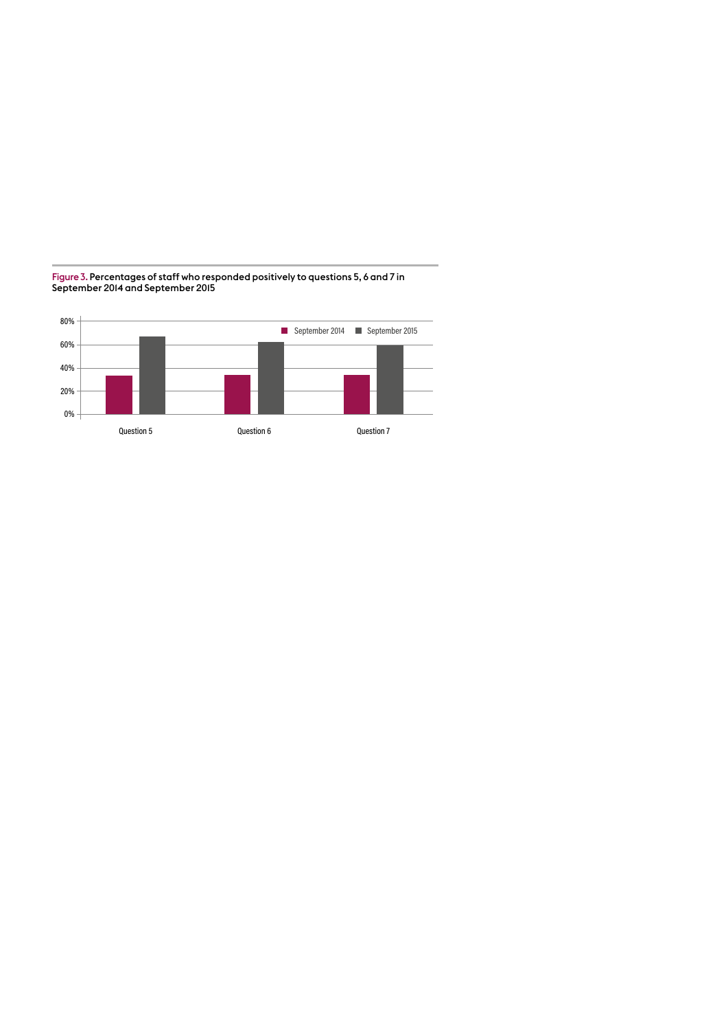Figure 3. Percentages of staff who responded positively to questions 5, 6 and 7 in September 2014 and September 2015

80%
60%
40%
20%
0%

September 2014
September 2015

Question 5
Question 6
Question 7